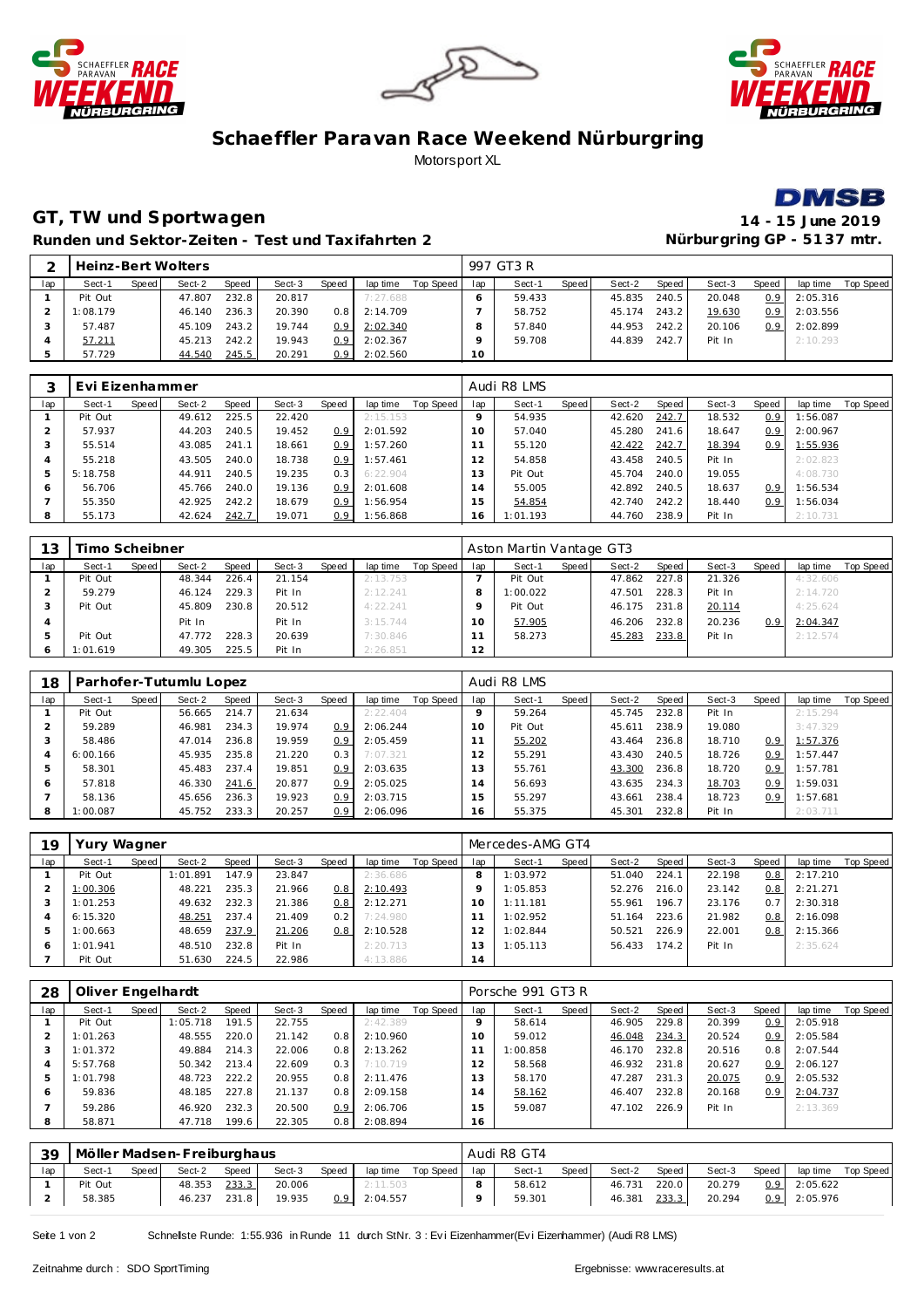# Schaeffler Paravan Race Weekend Nürburgring

Motorsport XL

## GT, TW und Sportwagen

**Runden und Sektor-Zeiten - Test und Taxifahrten 2**

**14 - 15 June 2019**

**Nürburgring GP - 5137 mtr.**

| 2 | Heinz-Bert Wolters | | | | | | | | | 997 GT3 R | | | | | | | | |
|---|---|---|---|---|---|---|---|---|---|---|---|---|---|---|---|---|---|---|
| lap | Sect-1 | Speed | Sect-2 | Speed | Sect-3 | Speed | lap time | Top Speed | lap | Sect-1 | Speed | Sect-2 | Speed | Sect-3 | Speed | lap time | Top Speed |
| 1 | Pit Out | | 47.807 | 232.8 | 20.817 | | 7:27.688 | | 6 | 59.433 | | 45.835 | 240.5 | 20.048 | 0.9 | 2:05.316 | |
| 2 | 1:08.179 | | 46.140 | 236.3 | 20.390 | 0.8 | 2:14.709 | | 7 | 58.752 | | 45.174 | 243.2 | 19.630 | 0.9 | 2:03.556 | |
| 3 | 57.487 | | 45.109 | 243.2 | 19.744 | 0.9 | 2:02.340 | | 8 | 57.840 | | 44.953 | 242.2 | 20.106 | 0.9 | 2:02.899 | |
| 4 | 57.211 | | 45.213 | 242.2 | 19.943 | 0.9 | 2:02.367 | | 9 | 59.708 | | 44.839 | 242.7 | Pit In | | 2:10.293 | |
| 5 | 57.729 | | 44.540 | 245.5 | 20.291 | 0.9 | 2:02.560 | | 10 | | | | | | | | |

| 3 | Evi Eizenhammer | | | | | | | | | Audi R8 LMS | | | | | | | | |
|---|---|---|---|---|---|---|---|---|---|---|---|---|---|---|---|---|---|---|
| lap | Sect-1 | Speed | Sect-2 | Speed | Sect-3 | Speed | lap time | Top Speed | lap | Sect-1 | Speed | Sect-2 | Speed | Sect-3 | Speed | lap time | Top Speed |
| 1 | Pit Out | | 49.612 | 225.5 | 22.420 | | 2:15.153 | | 9 | 54.935 | | 42.620 | 242.7 | 18.532 | 0.9 | 1:56.087 | |
| 2 | 57.937 | | 44.203 | 240.5 | 19.452 | 0.9 | 2:01.592 | | 10 | 57.040 | | 45.280 | 241.6 | 18.647 | 0.9 | 2:00.967 | |
| 3 | 55.514 | | 43.085 | 241.1 | 18.661 | 0.9 | 1:57.260 | | 11 | 55.120 | | 42.422 | 242.7 | 18.394 | 0.9 | 1:55.936 | |
| 4 | 55.218 | | 43.505 | 240.0 | 18.738 | 0.9 | 1:57.461 | | 12 | 54.858 | | 43.458 | 240.5 | Pit In | | 2:02.823 | |
| 5 | 5:18.758 | | 44.911 | 240.5 | 19.235 | 0.3 | 6:22.904 | | 13 | Pit Out | | 45.704 | 240.0 | 19.055 | | 4:08.730 | |
| 6 | 56.706 | | 45.766 | 240.0 | 19.136 | 0.9 | 2:01.608 | | 14 | 55.005 | | 42.892 | 240.5 | 18.637 | 0.9 | 1:56.534 | |
| 7 | 55.350 | | 42.925 | 242.2 | 18.679 | 0.9 | 1:56.954 | | 15 | 54.854 | | 42.740 | 242.2 | 18.440 | 0.9 | 1:56.034 | |
| 8 | 55.173 | | 42.624 | 242.7 | 19.071 | 0.9 | 1:56.868 | | 16 | 1:01.193 | | 44.760 | 238.9 | Pit In | | 2:10.731 | |

| 13 | Timo Scheibner | | | | | | | | | Aston Martin Vantage GT3 | | | | | | | | |
|---|---|---|---|---|---|---|---|---|---|---|---|---|---|---|---|---|---|---|
| lap | Sect-1 | Speed | Sect-2 | Speed | Sect-3 | Speed | lap time | Top Speed | lap | Sect-1 | Speed | Sect-2 | Speed | Sect-3 | Speed | lap time | Top Speed |
| 1 | Pit Out | | 48.344 | 226.4 | 21.154 | | 2:13.753 | | 7 | Pit Out | | 47.862 | 227.8 | 21.326 | | 4:32.606 | |
| 2 | 59.279 | | 46.124 | 229.3 | Pit In | | 2:12.241 | | 8 | 1:00.022 | | 47.501 | 228.3 | Pit In | | 2:14.720 | |
| 3 | Pit Out | | 45.809 | 230.8 | 20.512 | | 4:22.241 | | 9 | Pit Out | | 46.175 | 231.8 | 20.114 | | 4:25.624 | |
| 4 | | | Pit In | | Pit In | | 3:15.744 | | 10 | 57.905 | | 46.206 | 232.8 | 20.236 | 0.9 | 2:04.347 | |
| 5 | Pit Out | | 47.772 | 228.3 | 20.639 | | 7:30.846 | | 11 | 58.273 | | 45.283 | 233.8 | Pit In | | 2:12.574 | |
| 6 | 1:01.619 | | 49.305 | 225.5 | Pit In | | 2:26.851 | | 12 | | | | | | | | |

| 18 | Parhofer-Tutumlu Lopez | | | | | | | | | Audi R8 LMS | | | | | | | | |
|---|---|---|---|---|---|---|---|---|---|---|---|---|---|---|---|---|---|---|
| lap | Sect-1 | Speed | Sect-2 | Speed | Sect-3 | Speed | lap time | Top Speed | lap | Sect-1 | Speed | Sect-2 | Speed | Sect-3 | Speed | lap time | Top Speed |
| 1 | Pit Out | | 56.665 | 214.7 | 21.634 | | 2:22.404 | | 9 | 59.264 | | 45.745 | 232.8 | Pit In | | 2:15.294 | |
| 2 | 59.289 | | 46.981 | 234.3 | 19.974 | 0.9 | 2:06.244 | | 10 | Pit Out | | 45.611 | 238.9 | 19.080 | | 3:47.329 | |
| 3 | 58.486 | | 47.014 | 236.8 | 19.959 | 0.9 | 2:05.459 | | 11 | 55.202 | | 43.464 | 236.8 | 18.710 | 0.9 | 1:57.376 | |
| 4 | 6:00.166 | | 45.935 | 235.8 | 21.220 | 0.3 | 7:07.321 | | 12 | 55.291 | | 43.430 | 240.5 | 18.726 | 0.9 | 1:57.447 | |
| 5 | 58.301 | | 45.483 | 237.4 | 19.851 | 0.9 | 2:03.635 | | 13 | 55.761 | | 43.300 | 236.8 | 18.720 | 0.9 | 1:57.781 | |
| 6 | 57.818 | | 46.330 | 241.6 | 20.877 | 0.9 | 2:05.025 | | 14 | 56.693 | | 43.635 | 234.3 | 18.703 | 0.9 | 1:59.031 | |
| 7 | 58.136 | | 45.656 | 236.3 | 19.923 | 0.9 | 2:03.715 | | 15 | 55.297 | | 43.661 | 238.4 | 18.723 | 0.9 | 1:57.681 | |
| 8 | 1:00.087 | | 45.752 | 233.3 | 20.257 | 0.9 | 2:06.096 | | 16 | 55.375 | | 45.301 | 232.8 | Pit In | | 2:03.711 | |

| 19 | Yury Wagner | | | | | | | | | Mercedes-AMG GT4 | | | | | | | | |
|---|---|---|---|---|---|---|---|---|---|---|---|---|---|---|---|---|---|---|
| lap | Sect-1 | Speed | Sect-2 | Speed | Sect-3 | Speed | lap time | Top Speed | lap | Sect-1 | Speed | Sect-2 | Speed | Sect-3 | Speed | lap time | Top Speed |
| 1 | Pit Out | | 1:01.891 | 147.9 | 23.847 | | 2:36.686 | | 8 | 1:03.972 | | 51.040 | 224.1 | 22.198 | 0.8 | 2:17.210 | |
| 2 | 1:00.306 | | 48.221 | 235.3 | 21.966 | 0.8 | 2:10.493 | | 9 | 1:05.853 | | 52.276 | 216.0 | 23.142 | 0.8 | 2:21.271 | |
| 3 | 1:01.253 | | 49.632 | 232.3 | 21.386 | 0.8 | 2:12.271 | | 10 | 1:11.181 | | 55.961 | 196.7 | 23.176 | 0.7 | 2:30.318 | |
| 4 | 6:15.320 | | 48.251 | 237.4 | 21.409 | 0.2 | 7:24.980 | | 11 | 1:02.952 | | 51.164 | 223.6 | 21.982 | 0.8 | 2:16.098 | |
| 5 | 1:00.663 | | 48.659 | 237.9 | 21.206 | 0.8 | 2:10.528 | | 12 | 1:02.844 | | 50.521 | 226.9 | 22.001 | 0.8 | 2:15.366 | |
| 6 | 1:01.941 | | 48.510 | 232.8 | Pit In | | 2:20.713 | | 13 | 1:05.113 | | 56.433 | 174.2 | Pit In | | 2:35.624 | |
| 7 | Pit Out | | 51.630 | 224.5 | 22.986 | | 4:13.886 | | 14 | | | | | | | | |

| 28 | Oliver Engelhardt | | | | | | | | | Porsche 991 GT3 R | | | | | | | | |
|---|---|---|---|---|---|---|---|---|---|---|---|---|---|---|---|---|---|---|
| lap | Sect-1 | Speed | Sect-2 | Speed | Sect-3 | Speed | lap time | Top Speed | lap | Sect-1 | Speed | Sect-2 | Speed | Sect-3 | Speed | lap time | Top Speed |
| 1 | Pit Out | | 1:05.718 | 191.5 | 22.755 | | 2:42.389 | | 9 | 58.614 | | 46.905 | 229.8 | 20.399 | 0.9 | 2:05.918 | |
| 2 | 1:01.263 | | 48.555 | 220.0 | 21.142 | 0.8 | 2:10.960 | | 10 | 59.012 | | 46.048 | 234.3 | 20.524 | 0.9 | 2:05.584 | |
| 3 | 1:01.372 | | 49.884 | 214.3 | 22.006 | 0.8 | 2:13.262 | | 11 | 1:00.858 | | 46.170 | 232.8 | 20.516 | 0.8 | 2:07.544 | |
| 4 | 5:57.768 | | 50.342 | 213.4 | 22.609 | 0.3 | 7:10.719 | | 12 | 58.568 | | 46.932 | 231.8 | 20.627 | 0.9 | 2:06.127 | |
| 5 | 1:01.798 | | 48.723 | 222.2 | 20.955 | 0.8 | 2:11.476 | | 13 | 58.170 | | 47.287 | 231.3 | 20.075 | 0.9 | 2:05.532 | |
| 6 | 59.836 | | 48.185 | 227.8 | 21.137 | 0.8 | 2:09.158 | | 14 | 58.162 | | 46.407 | 232.8 | 20.168 | 0.9 | 2:04.737 | |
| 7 | 59.286 | | 46.920 | 232.3 | 20.500 | 0.9 | 2:06.706 | | 15 | 59.087 | | 47.102 | 226.9 | Pit In | | 2:13.369 | |
| 8 | 58.871 | | 47.718 | 199.6 | 22.305 | 0.8 | 2:08.894 | | 16 | | | | | | | | |

| 39 | Möller Madsen-Freiburghaus | | | | | | | | | Audi R8 GT4 | | | | | | | | |
|---|---|---|---|---|---|---|---|---|---|---|---|---|---|---|---|---|---|---|
| lap | Sect-1 | Speed | Sect-2 | Speed | Sect-3 | Speed | lap time | Top Speed | lap | Sect-1 | Speed | Sect-2 | Speed | Sect-3 | Speed | lap time | Top Speed |
| 1 | Pit Out | | 48.353 | 233.3 | 20.006 | | 2:11.503 | | 8 | 58.612 | | 46.731 | 220.0 | 20.279 | 0.9 | 2:05.622 | |
| 2 | 58.385 | | 46.237 | 231.8 | 19.935 | 0.9 | 2:04.557 | | 9 | 59.301 | | 46.381 | 233.3 | 20.294 | 0.9 | 2:05.976 | |

Schnellste Runde: 1:55.936 in Runde 11 durch StNr. 3 : Evi Eizenhammer(Evi Eizenhammer) (Audi R8 LMS)

Zeitnahme durch : SDO SportTiming

Ergebnisse: www.raceresults.at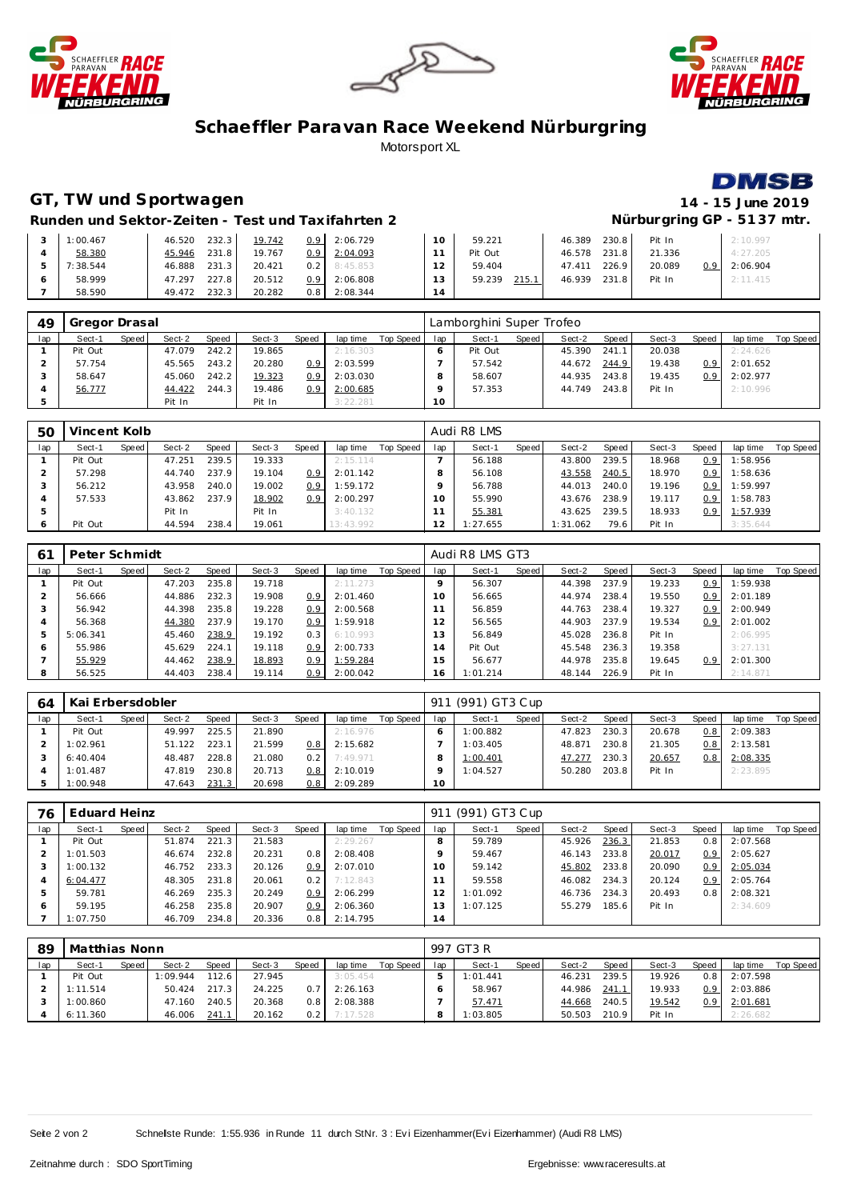# Schaeffler Paravan Race Weekend Nürburgring

Motorsport XL

## GT, TW und Sportwagen

**14 - 15 June 2019**

### Runden und Sektor-Zeiten - Test und Taxifahrten 2

**Nürburgring GP - 5137 mtr.**

| lap | Sect-1 | Speed | Sect-2 | Speed | Sect-3 | Speed | lap time | Top Speed | lap | Sect-1 | Speed | Sect-2 | Speed | Sect-3 | Speed | lap time | Top Speed |
|---|---|---|---|---|---|---|---|---|---|---|---|---|---|---|---|---|---|
| 3 | 1:00.467 | | 46.520 | 232.3 | 19.742 | 0.9 | 2:06.729 | | 10 | 59.221 | | 46.389 | 230.8 | Pit In | | 2:10.997 | |
| 4 | 58.380 | | 45.946 | 231.8 | 19.767 | 0.9 | 2:04.093 | | 11 | Pit Out | | 46.578 | 231.8 | 21.336 | | 4:27.205 | |
| 5 | 7:38.544 | | 46.888 | 231.3 | 20.421 | 0.2 | 8:45.853 | | 12 | 59.404 | | 47.411 | 226.9 | 20.089 | 0.9 | 2:06.904 | |
| 6 | 58.999 | | 47.297 | 227.8 | 20.512 | 0.9 | 2:06.808 | | 13 | 59.239 | 215.1 | 46.939 | 231.8 | Pit In | | 2:11.415 | |
| 7 | 58.590 | | 49.472 | 232.3 | 20.282 | 0.8 | 2:08.344 | | 14 | | | | | | | | |

**49 Gregor Drasal** — Lamborghini Super Trofeo

| lap | Sect-1 | Speed | Sect-2 | Speed | Sect-3 | Speed | lap time | Top Speed | lap | Sect-1 | Speed | Sect-2 | Speed | Sect-3 | Speed | lap time | Top Speed |
|---|---|---|---|---|---|---|---|---|---|---|---|---|---|---|---|---|---|
| 1 | Pit Out | | 47.079 | 242.2 | 19.865 | | 2:16.303 | | 6 | Pit Out | | 45.390 | 241.1 | 20.038 | | 2:24.626 | |
| 2 | 57.754 | | 45.565 | 243.2 | 20.280 | 0.9 | 2:03.599 | | 7 | 57.542 | | 44.672 | 244.9 | 19.438 | 0.9 | 2:01.652 | |
| 3 | 58.647 | | 45.060 | 242.2 | 19.323 | 0.9 | 2:03.030 | | 8 | 58.607 | | 44.935 | 243.8 | 19.435 | 0.9 | 2:02.977 | |
| 4 | 56.777 | | 44.422 | 244.3 | 19.486 | 0.9 | 2:00.685 | | 9 | 57.353 | | 44.749 | 243.8 | Pit In | | 2:10.996 | |
| 5 | | | Pit In | | Pit In | | 3:22.281 | | 10 | | | | | | | | |

**50 Vincent Kolb** — Audi R8 LMS

| lap | Sect-1 | Speed | Sect-2 | Speed | Sect-3 | Speed | lap time | Top Speed | lap | Sect-1 | Speed | Sect-2 | Speed | Sect-3 | Speed | lap time | Top Speed |
|---|---|---|---|---|---|---|---|---|---|---|---|---|---|---|---|---|---|
| 1 | Pit Out | | 47.251 | 239.5 | 19.333 | | 2:15.114 | | 7 | 56.188 | | 43.800 | 239.5 | 18.968 | 0.9 | 1:58.956 | |
| 2 | 57.298 | | 44.740 | 237.9 | 19.104 | 0.9 | 2:01.142 | | 8 | 56.108 | | 43.558 | 240.5 | 18.970 | 0.9 | 1:58.636 | |
| 3 | 56.212 | | 43.958 | 240.0 | 19.002 | 0.9 | 1:59.172 | | 9 | 56.788 | | 44.013 | 240.0 | 19.196 | 0.9 | 1:59.997 | |
| 4 | 57.533 | | 43.862 | 237.9 | 18.902 | 0.9 | 2:00.297 | | 10 | 55.990 | | 43.676 | 238.9 | 19.117 | 0.9 | 1:58.783 | |
| 5 | | | Pit In | | Pit In | | 3:40.132 | | 11 | 55.381 | | 43.625 | 239.5 | 18.933 | 0.9 | 1:57.939 | |
| 6 | Pit Out | | 44.594 | 238.4 | 19.061 | | 13:43.992 | | 12 | 1:27.655 | | 1:31.062 | 79.6 | Pit In | | 3:35.644 | |

**61 Peter Schmidt** — Audi R8 LMS GT3

| lap | Sect-1 | Speed | Sect-2 | Speed | Sect-3 | Speed | lap time | Top Speed | lap | Sect-1 | Speed | Sect-2 | Speed | Sect-3 | Speed | lap time | Top Speed |
|---|---|---|---|---|---|---|---|---|---|---|---|---|---|---|---|---|---|
| 1 | Pit Out | | 47.203 | 235.8 | 19.718 | | 2:11.273 | | 9 | 56.307 | | 44.398 | 237.9 | 19.233 | 0.9 | 1:59.938 | |
| 2 | 56.666 | | 44.886 | 232.3 | 19.908 | 0.9 | 2:01.460 | | 10 | 56.665 | | 44.974 | 238.4 | 19.550 | 0.9 | 2:01.189 | |
| 3 | 56.942 | | 44.398 | 235.8 | 19.228 | 0.9 | 2:00.568 | | 11 | 56.859 | | 44.763 | 238.4 | 19.327 | 0.9 | 2:00.949 | |
| 4 | 56.368 | | 44.380 | 237.9 | 19.170 | 0.9 | 1:59.918 | | 12 | 56.565 | | 44.903 | 237.9 | 19.534 | 0.9 | 2:01.002 | |
| 5 | 5:06.341 | | 45.460 | 238.9 | 19.192 | 0.3 | 6:10.993 | | 13 | 56.849 | | 45.028 | 236.8 | Pit In | | 2:06.995 | |
| 6 | 55.986 | | 45.629 | 224.1 | 19.118 | 0.9 | 2:00.733 | | 14 | Pit Out | | 45.548 | 236.3 | 19.358 | | 3:27.131 | |
| 7 | 55.929 | | 44.462 | 238.9 | 18.893 | 0.9 | 1:59.284 | | 15 | 56.677 | | 44.978 | 235.8 | 19.645 | 0.9 | 2:01.300 | |
| 8 | 56.525 | | 44.403 | 238.4 | 19.114 | 0.9 | 2:00.042 | | 16 | 1:01.214 | | 48.144 | 226.9 | Pit In | | 2:14.871 | |

**64 Kai Erbersdobler** — 911 (991) GT3 Cup

| lap | Sect-1 | Speed | Sect-2 | Speed | Sect-3 | Speed | lap time | Top Speed | lap | Sect-1 | Speed | Sect-2 | Speed | Sect-3 | Speed | lap time | Top Speed |
|---|---|---|---|---|---|---|---|---|---|---|---|---|---|---|---|---|---|
| 1 | Pit Out | | 49.997 | 225.5 | 21.890 | | 2:16.976 | | 6 | 1:00.882 | | 47.823 | 230.3 | 20.678 | 0.8 | 2:09.383 | |
| 2 | 1:02.961 | | 51.122 | 223.1 | 21.599 | 0.8 | 2:15.682 | | 7 | 1:03.405 | | 48.871 | 230.8 | 21.305 | 0.8 | 2:13.581 | |
| 3 | 6:40.404 | | 48.487 | 228.8 | 21.080 | 0.2 | 7:49.971 | | 8 | 1:00.401 | | 47.277 | 230.3 | 20.657 | 0.8 | 2:08.335 | |
| 4 | 1:01.487 | | 47.819 | 230.8 | 20.713 | 0.8 | 2:10.019 | | 9 | 1:04.527 | | 50.280 | 203.8 | Pit In | | 2:23.895 | |
| 5 | 1:00.948 | | 47.643 | 231.3 | 20.698 | 0.8 | 2:09.289 | | 10 | | | | | | | | |

**76 Eduard Heinz** — 911 (991) GT3 Cup

| lap | Sect-1 | Speed | Sect-2 | Speed | Sect-3 | Speed | lap time | Top Speed | lap | Sect-1 | Speed | Sect-2 | Speed | Sect-3 | Speed | lap time | Top Speed |
|---|---|---|---|---|---|---|---|---|---|---|---|---|---|---|---|---|---|
| 1 | Pit Out | | 51.874 | 221.3 | 21.583 | | 2:29.267 | | 8 | 59.789 | | 45.926 | 236.3 | 21.853 | 0.8 | 2:07.568 | |
| 2 | 1:01.503 | | 46.674 | 232.8 | 20.231 | 0.8 | 2:08.408 | | 9 | 59.467 | | 46.143 | 233.8 | 20.017 | 0.9 | 2:05.627 | |
| 3 | 1:00.132 | | 46.752 | 233.3 | 20.126 | 0.9 | 2:07.010 | | 10 | 59.142 | | 45.802 | 233.8 | 20.090 | 0.9 | 2:05.034 | |
| 4 | 6:04.477 | | 48.305 | 231.8 | 20.061 | 0.2 | 7:12.843 | | 11 | 59.558 | | 46.082 | 234.3 | 20.124 | 0.9 | 2:05.764 | |
| 5 | 59.781 | | 46.269 | 235.3 | 20.249 | 0.9 | 2:06.299 | | 12 | 1:01.092 | | 46.736 | 234.3 | 20.493 | 0.8 | 2:08.321 | |
| 6 | 59.195 | | 46.258 | 235.8 | 20.907 | 0.9 | 2:06.360 | | 13 | 1:07.125 | | 55.279 | 185.6 | Pit In | | 2:34.609 | |
| 7 | 1:07.750 | | 46.709 | 234.8 | 20.336 | 0.8 | 2:14.795 | | 14 | | | | | | | | |

**89 Matthias Nonn** — 997 GT3 R

| lap | Sect-1 | Speed | Sect-2 | Speed | Sect-3 | Speed | lap time | Top Speed | lap | Sect-1 | Speed | Sect-2 | Speed | Sect-3 | Speed | lap time | Top Speed |
|---|---|---|---|---|---|---|---|---|---|---|---|---|---|---|---|---|---|
| 1 | Pit Out | | 1:09.944 | 112.6 | 27.945 | | 3:05.454 | | 5 | 1:01.441 | | 46.231 | 239.5 | 19.926 | 0.8 | 2:07.598 | |
| 2 | 1:11.514 | | 50.424 | 217.3 | 24.225 | 0.7 | 2:26.163 | | 6 | 58.967 | | 44.986 | 241.1 | 19.933 | 0.9 | 2:03.886 | |
| 3 | 1:00.860 | | 47.160 | 240.5 | 20.368 | 0.8 | 2:08.388 | | 7 | 57.471 | | 44.668 | 240.5 | 19.542 | 0.9 | 2:01.681 | |
| 4 | 6:11.360 | | 46.006 | 241.1 | 20.162 | 0.2 | 7:17.528 | | 8 | 1:03.805 | | 50.503 | 210.9 | Pit In | | 2:26.682 | |

Schnellste Runde: 1:55.936 in Runde 11 durch StNr. 3 : Evi Eizenhammer(Evi Eizenhammer) (Audi R8 LMS)

Zeitnahme durch : SDO SportTiming

Ergebnisse: www.raceresults.at